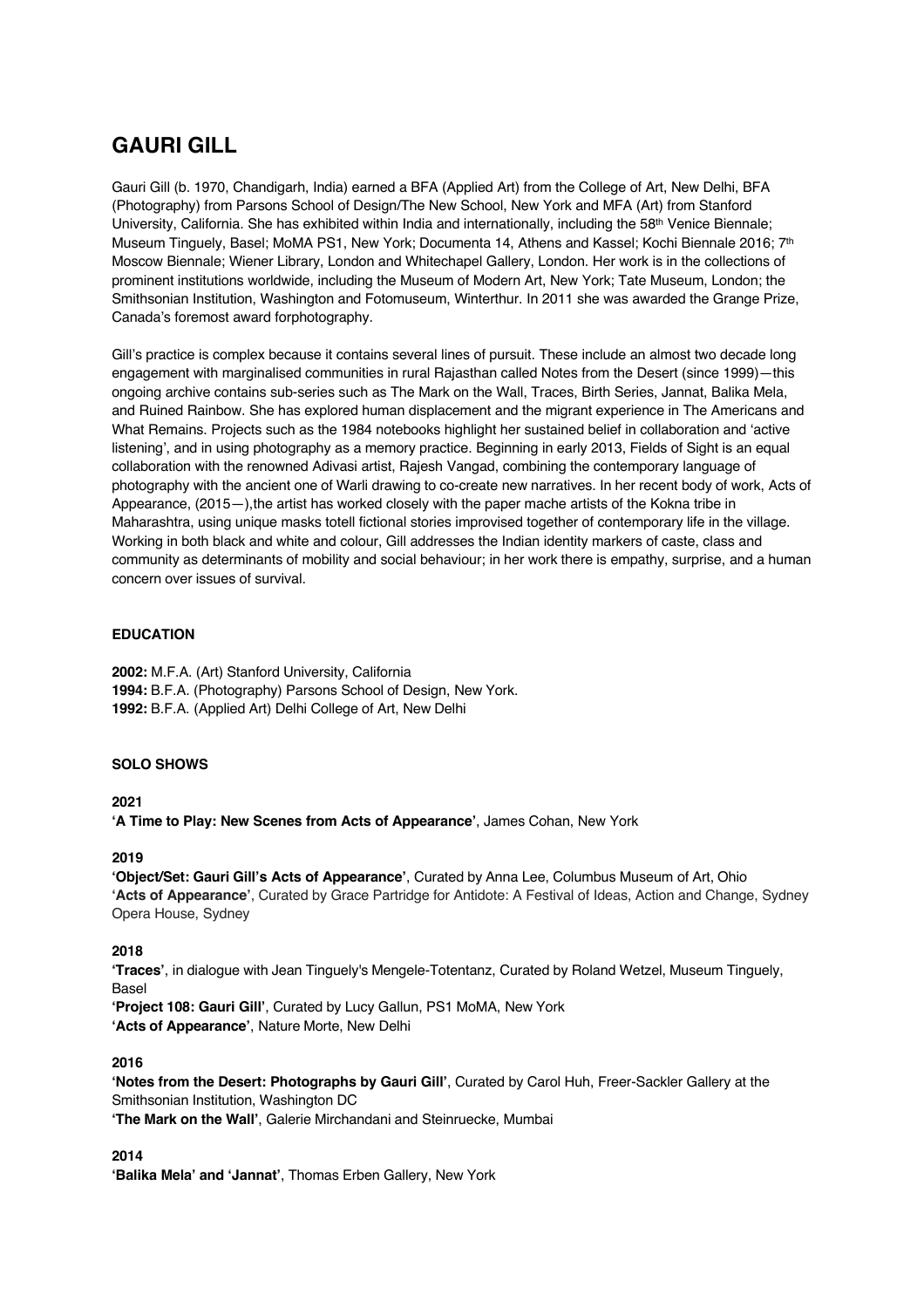# GAURI GILL

Gauri Gill (b. 1970, Chandigarh, India) earned a BFA (Applied Art) from the College of Art, New Delhi, BFA (Photography) from Parsons School of Design/The New School, New York and MFA (Art) from Stanford University, California. She has exhibited within India and internationally, including the 58th Venice Biennale; Museum Tinguely, Basel; MoMA PS1, New York; Documenta 14, Athens and Kassel; Kochi Biennale 2016; 7th Moscow Biennale; Wiener Library, London and Whitechapel Gallery, London. Her work is in the collections of prominent institutions worldwide, including the Museum of Modern Art, New York; Tate Museum, London; the Smithsonian Institution, Washington and Fotomuseum, Winterthur. In 2011 she was awarded the Grange Prize, Canada's foremost award forphotography.

Gill's practice is complex because it contains several lines of pursuit. These include an almost two decade long engagement with marginalised communities in rural Rajasthan called Notes from the Desert (since 1999)—this ongoing archive contains sub-series such as The Mark on the Wall, Traces, Birth Series, Jannat, Balika Mela, and Ruined Rainbow. She has explored human displacement and the migrant experience in The Americans and What Remains. Projects such as the 1984 notebooks highlight her sustained belief in collaboration and 'active listening', and in using photography as a memory practice. Beginning in early 2013, Fields of Sight is an equal collaboration with the renowned Adivasi artist, Rajesh Vangad, combining the contemporary language of photography with the ancient one of Warli drawing to co-create new narratives. In her recent body of work, Acts of Appearance, (2015—),the artist has worked closely with the paper mache artists of the Kokna tribe in Maharashtra, using unique masks totell fictional stories improvised together of contemporary life in the village. Working in both black and white and colour, Gill addresses the Indian identity markers of caste, class and community as determinants of mobility and social behaviour; in her work there is empathy, surprise, and a human concern over issues of survival.

### EDUCATION

**2002:** M.F.A. (Art) Stanford University, California
**1994:** B.F.A. (Photography) Parsons School of Design, New York.
**1992:** B.F.A. (Applied Art) Delhi College of Art, New Delhi

### SOLO SHOWS

**2021**

**'A Time to Play: New Scenes from Acts of Appearance'**, James Cohan, New York

**2019**

**'Object/Set: Gauri Gill's Acts of Appearance'**, Curated by Anna Lee, Columbus Museum of Art, Ohio
**'Acts of Appearance'**, Curated by Grace Partridge for Antidote: A Festival of Ideas, Action and Change, Sydney Opera House, Sydney

**2018**

**'Traces'**, in dialogue with Jean Tinguely's Mengele-Totentanz, Curated by Roland Wetzel, Museum Tinguely, Basel
**'Project 108: Gauri Gill'**, Curated by Lucy Gallun, PS1 MoMA, New York
**'Acts of Appearance'**, Nature Morte, New Delhi

**2016**

**'Notes from the Desert: Photographs by Gauri Gill'**, Curated by Carol Huh, Freer-Sackler Gallery at the Smithsonian Institution, Washington DC
**'The Mark on the Wall'**, Galerie Mirchandani and Steinruecke, Mumbai

**2014**

**'Balika Mela' and 'Jannat'**, Thomas Erben Gallery, New York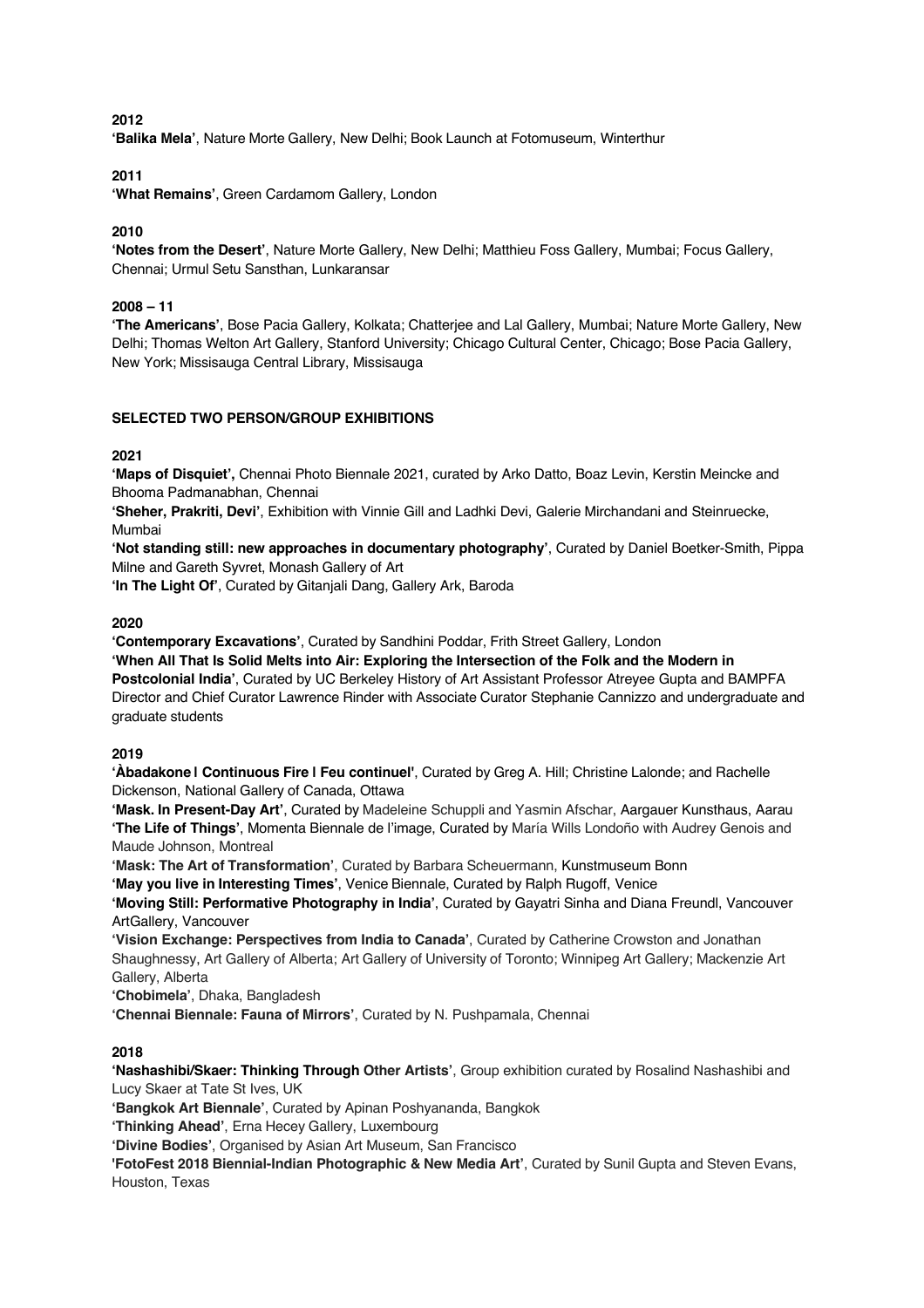**2012**
**'Balika Mela'**, Nature Morte Gallery, New Delhi; Book Launch at Fotomuseum, Winterthur

**2011**
**'What Remains'**, Green Cardamom Gallery, London

**2010**
**'Notes from the Desert'**, Nature Morte Gallery, New Delhi; Matthieu Foss Gallery, Mumbai; Focus Gallery, Chennai; Urmul Setu Sansthan, Lunkaransar

**2008 – 11**
**'The Americans'**, Bose Pacia Gallery, Kolkata; Chatterjee and Lal Gallery, Mumbai; Nature Morte Gallery, New Delhi; Thomas Welton Art Gallery, Stanford University; Chicago Cultural Center, Chicago; Bose Pacia Gallery, New York; Missisauga Central Library, Missisauga

**SELECTED TWO PERSON/GROUP EXHIBITIONS**

**2021**
**'Maps of Disquiet',** Chennai Photo Biennale 2021, curated by Arko Datto, Boaz Levin, Kerstin Meincke and Bhooma Padmanabhan, Chennai
**'Sheher, Prakriti, Devi'**, Exhibition with Vinnie Gill and Ladhki Devi, Galerie Mirchandani and Steinruecke, Mumbai
**'Not standing still: new approaches in documentary photography'**, Curated by Daniel Boetker-Smith, Pippa Milne and Gareth Syvret, Monash Gallery of Art
**'In The Light Of'**, Curated by Gitanjali Dang, Gallery Ark, Baroda

**2020**
**'Contemporary Excavations'**, Curated by Sandhini Poddar, Frith Street Gallery, London
**'When All That Is Solid Melts into Air: Exploring the Intersection of the Folk and the Modern in Postcolonial India'**, Curated by UC Berkeley History of Art Assistant Professor Atreyee Gupta and BAMPFA Director and Chief Curator Lawrence Rinder with Associate Curator Stephanie Cannizzo and undergraduate and graduate students

**2019**
**'Àbadakone | Continuous Fire | Feu continuel'**, Curated by Greg A. Hill; Christine Lalonde; and Rachelle Dickenson, National Gallery of Canada, Ottawa
**'Mask. In Present-Day Art'**, Curated by Madeleine Schuppli and Yasmin Afschar, Aargauer Kunsthaus, Aarau
**'The Life of Things'**, Momenta Biennale de l'image, Curated by María Wills Londoño with Audrey Genois and Maude Johnson, Montreal
**'Mask: The Art of Transformation'**, Curated by Barbara Scheuermann, Kunstmuseum Bonn
**'May you live in Interesting Times'**, Venice Biennale, Curated by Ralph Rugoff, Venice
**'Moving Still: Performative Photography in India'**, Curated by Gayatri Sinha and Diana Freundl, Vancouver ArtGallery, Vancouver
**'Vision Exchange: Perspectives from India to Canada'**, Curated by Catherine Crowston and Jonathan Shaughnessy, Art Gallery of Alberta; Art Gallery of University of Toronto; Winnipeg Art Gallery; Mackenzie Art Gallery, Alberta
**'Chobimela'**, Dhaka, Bangladesh
**'Chennai Biennale: Fauna of Mirrors'**, Curated by N. Pushpamala, Chennai

**2018**
**'Nashashibi/Skaer: Thinking Through Other Artists'**, Group exhibition curated by Rosalind Nashashibi and Lucy Skaer at Tate St Ives, UK
**'Bangkok Art Biennale'**, Curated by Apinan Poshyananda, Bangkok
**'Thinking Ahead'**, Erna Hecey Gallery, Luxembourg
**'Divine Bodies'**, Organised by Asian Art Museum, San Francisco
**'FotoFest 2018 Biennial-Indian Photographic & New Media Art'**, Curated by Sunil Gupta and Steven Evans, Houston, Texas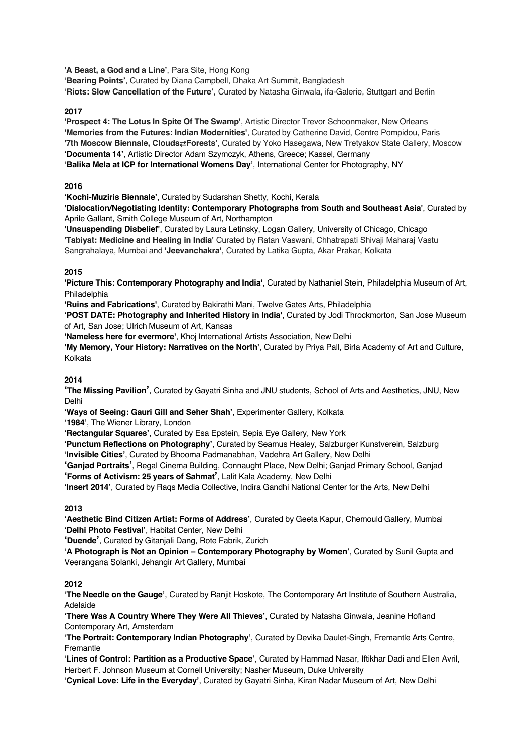**'A Beast, a God and a Line'**, Para Site, Hong Kong
**'Bearing Points'**, Curated by Diana Campbell, Dhaka Art Summit, Bangladesh
**'Riots: Slow Cancellation of the Future'**, Curated by Natasha Ginwala, ifa-Galerie, Stuttgart and Berlin

**2017**

**'Prospect 4: The Lotus In Spite Of The Swamp'**, Artistic Director Trevor Schoonmaker, New Orleans
**'Memories from the Futures: Indian Modernities'**, Curated by Catherine David, Centre Pompidou, Paris
**'7th Moscow Biennale, Clouds⇄Forests'**, Curated by Yoko Hasegawa, New Tretyakov State Gallery, Moscow
**'Documenta 14'**, Artistic Director Adam Szymczyk, Athens, Greece; Kassel, Germany
**'Balika Mela at ICP for International Womens Day'**, International Center for Photography, NY

**2016**

**'Kochi-Muziris Biennale'**, Curated by Sudarshan Shetty, Kochi, Kerala
**'Dislocation/Negotiating Identity: Contemporary Photographs from South and Southeast Asia'**, Curated by Aprile Gallant, Smith College Museum of Art, Northampton
**'Unsuspending Disbelief'**, Curated by Laura Letinsky, Logan Gallery, University of Chicago, Chicago
**'Tabiyat: Medicine and Healing in India'** Curated by Ratan Vaswani, Chhatrapati Shivaji Maharaj Vastu Sangrahalaya, Mumbai and **'Jeevanchakra'**, Curated by Latika Gupta, Akar Prakar, Kolkata

**2015**

**'Picture This: Contemporary Photography and India'**, Curated by Nathaniel Stein, Philadelphia Museum of Art, Philadelphia
**'Ruins and Fabrications'**, Curated by Bakirathi Mani, Twelve Gates Arts, Philadelphia
**'POST DATE: Photography and Inherited History in India'**, Curated by Jodi Throckmorton, San Jose Museum of Art, San Jose; Ulrich Museum of Art, Kansas
**'Nameless here for evermore'**, Khoj International Artists Association, New Delhi
**'My Memory, Your History: Narratives on the North'**, Curated by Priya Pall, Birla Academy of Art and Culture, Kolkata

**2014**

**'The Missing Pavilion'**, Curated by Gayatri Sinha and JNU students, School of Arts and Aesthetics, JNU, New Delhi
**'Ways of Seeing: Gauri Gill and Seher Shah'**, Experimenter Gallery, Kolkata
**'1984'**, The Wiener Library, London
**'Rectangular Squares'**, Curated by Esa Epstein, Sepia Eye Gallery, New York
**'Punctum Reflections on Photography'**, Curated by Seamus Healey, Salzburger Kunstverein, Salzburg
**'Invisible Cities'**, Curated by Bhooma Padmanabhan, Vadehra Art Gallery, New Delhi
**'Ganjad Portraits'**, Regal Cinema Building, Connaught Place, New Delhi; Ganjad Primary School, Ganjad
**'Forms of Activism: 25 years of Sahmat'**, Lalit Kala Academy, New Delhi
**'Insert 2014'**, Curated by Raqs Media Collective, Indira Gandhi National Center for the Arts, New Delhi

**2013**

**'Aesthetic Bind Citizen Artist: Forms of Address'**, Curated by Geeta Kapur, Chemould Gallery, Mumbai
**'Delhi Photo Festival'**, Habitat Center, New Delhi
**'Duende'**, Curated by Gitanjali Dang, Rote Fabrik, Zurich
**'A Photograph is Not an Opinion – Contemporary Photography by Women'**, Curated by Sunil Gupta and Veerangana Solanki, Jehangir Art Gallery, Mumbai

**2012**

**'The Needle on the Gauge'**, Curated by Ranjit Hoskote, The Contemporary Art Institute of Southern Australia, Adelaide
**'There Was A Country Where They Were All Thieves'**, Curated by Natasha Ginwala, Jeanine Hofland Contemporary Art, Amsterdam
**'The Portrait: Contemporary Indian Photography'**, Curated by Devika Daulet-Singh, Fremantle Arts Centre, Fremantle
**'Lines of Control: Partition as a Productive Space'**, Curated by Hammad Nasar, Iftikhar Dadi and Ellen Avril, Herbert F. Johnson Museum at Cornell University; Nasher Museum, Duke University
**'Cynical Love: Life in the Everyday'**, Curated by Gayatri Sinha, Kiran Nadar Museum of Art, New Delhi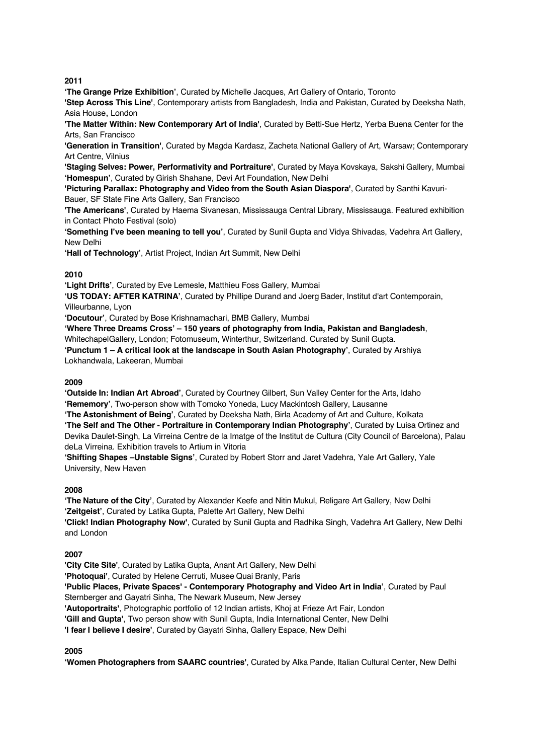**2011**

**'The Grange Prize Exhibition'**, Curated by Michelle Jacques, Art Gallery of Ontario, Toronto
**'Step Across This Line'**, Contemporary artists from Bangladesh, India and Pakistan, Curated by Deeksha Nath, Asia House**,** London
**'The Matter Within: New Contemporary Art of India'**, Curated by Betti-Sue Hertz, Yerba Buena Center for the Arts, San Francisco
**'Generation in Transition'**, Curated by Magda Kardasz, Zacheta National Gallery of Art, Warsaw; Contemporary Art Centre, Vilnius
**'Staging Selves: Power, Performativity and Portraiture'**, Curated by Maya Kovskaya, Sakshi Gallery, Mumbai
**'Homespun'**, Curated by Girish Shahane, Devi Art Foundation, New Delhi
**'Picturing Parallax: Photography and Video from the South Asian Diaspora'**, Curated by Santhi Kavuri-Bauer, SF State Fine Arts Gallery, San Francisco
**'The Americans'**, Curated by Haema Sivanesan, Mississauga Central Library, Mississauga. Featured exhibition in Contact Photo Festival (solo)
**'Something I've been meaning to tell you'**, Curated by Sunil Gupta and Vidya Shivadas, Vadehra Art Gallery, New Delhi
**'Hall of Technology'**, Artist Project, Indian Art Summit, New Delhi

**2010**

**'Light Drifts'**, Curated by Eve Lemesle, Matthieu Foss Gallery, Mumbai
**'US TODAY: AFTER KATRINA'**, Curated by Phillipe Durand and Joerg Bader, Institut d'art Contemporain, Villeurbanne, Lyon
**'Docutour'**, Curated by Bose Krishnamachari, BMB Gallery, Mumbai
**'Where Three Dreams Cross' – 150 years of photography from India, Pakistan and Bangladesh**, WhitechapelGallery, London; Fotomuseum, Winterthur, Switzerland. Curated by Sunil Gupta.
**'Punctum 1 – A critical look at the landscape in South Asian Photography'**, Curated by Arshiya Lokhandwala, Lakeeran, Mumbai

**2009**

**'Outside In: Indian Art Abroad'**, Curated by Courtney Gilbert, Sun Valley Center for the Arts, Idaho
**'Rememory'**, Two-person show with Tomoko Yoneda, Lucy Mackintosh Gallery, Lausanne
**'The Astonishment of Being'**, Curated by Deeksha Nath, Birla Academy of Art and Culture, Kolkata
**'The Self and The Other - Portraiture in Contemporary Indian Photography'**, Curated by Luisa Ortinez and Devika Daulet-Singh, La Virreina Centre de la Imatge of the Institut de Cultura (City Council of Barcelona), Palau deLa Virreina. Exhibition travels to Artium in Vitoria
**'Shifting Shapes –Unstable Signs'**, Curated by Robert Storr and Jaret Vadehra, Yale Art Gallery, Yale University, New Haven

**2008**

**'The Nature of the City'**, Curated by Alexander Keefe and Nitin Mukul, Religare Art Gallery, New Delhi
**'Zeitgeist'**, Curated by Latika Gupta, Palette Art Gallery, New Delhi
**'Click! Indian Photography Now'**, Curated by Sunil Gupta and Radhika Singh, Vadehra Art Gallery, New Delhi and London

**2007**

**'City Cite Site'**, Curated by Latika Gupta, Anant Art Gallery, New Delhi
**'Photoquai'**, Curated by Helene Cerruti, Musee Quai Branly, Paris
**'Public Places, Private Spaces' - Contemporary Photography and Video Art in India'**, Curated by Paul Sternberger and Gayatri Sinha, The Newark Museum, New Jersey
**'Autoportraits'**, Photographic portfolio of 12 Indian artists, Khoj at Frieze Art Fair, London
**'Gill and Gupta'**, Two person show with Sunil Gupta, India International Center, New Delhi
**'I fear I believe I desire'**, Curated by Gayatri Sinha, Gallery Espace, New Delhi

**2005**

**'Women Photographers from SAARC countries'**, Curated by Alka Pande, Italian Cultural Center, New Delhi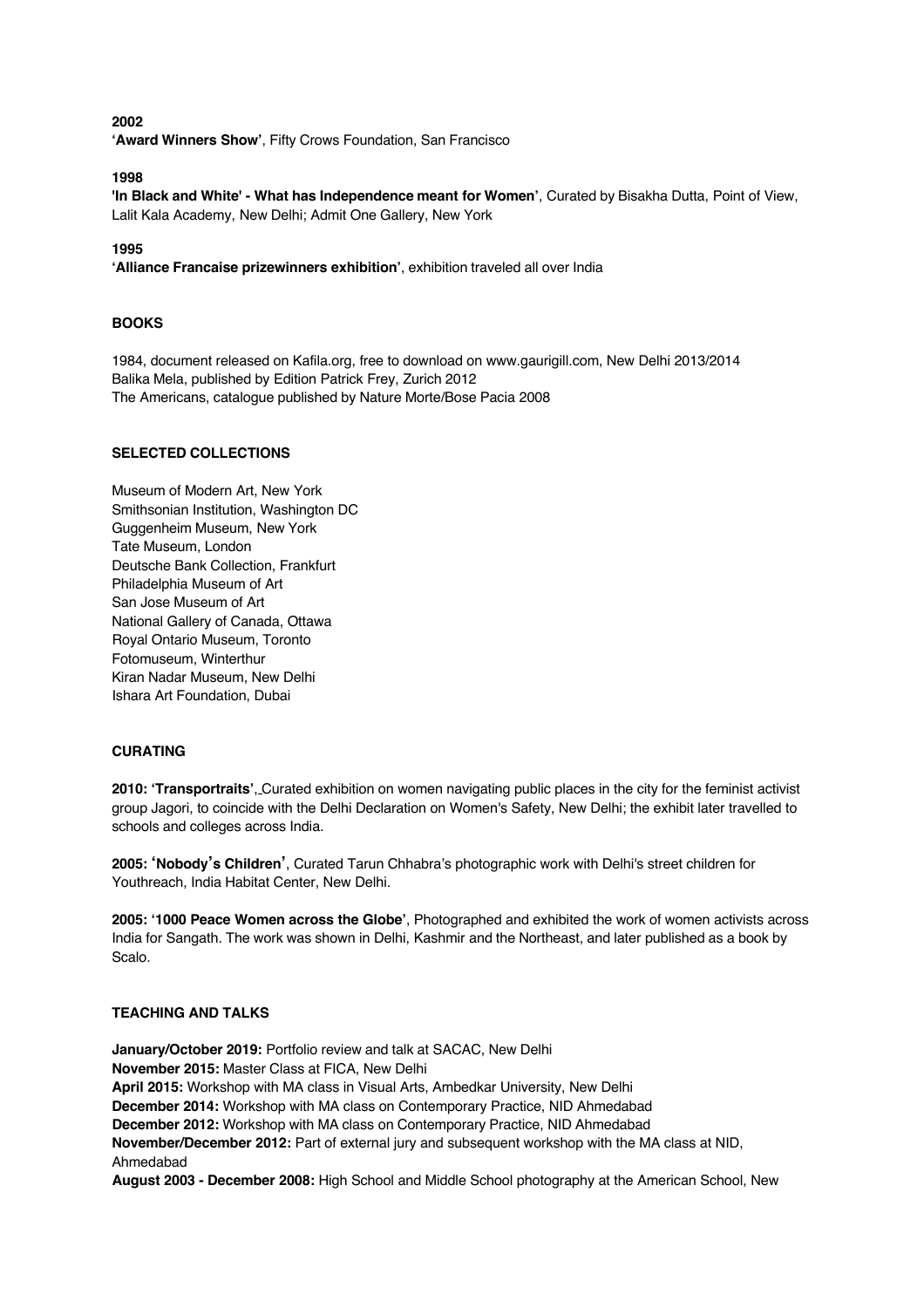**2002**
**'Award Winners Show'**, Fifty Crows Foundation, San Francisco

**1998**
**'In Black and White' - What has Independence meant for Women'**, Curated by Bisakha Dutta, Point of View, Lalit Kala Academy, New Delhi; Admit One Gallery, New York

**1995**
**'Alliance Francaise prizewinners exhibition'**, exhibition traveled all over India

## BOOKS

1984, document released on Kafila.org, free to download on www.gaurigill.com, New Delhi 2013/2014
Balika Mela, published by Edition Patrick Frey, Zurich 2012
The Americans, catalogue published by Nature Morte/Bose Pacia 2008

## SELECTED COLLECTIONS

Museum of Modern Art, New York
Smithsonian Institution, Washington DC
Guggenheim Museum, New York
Tate Museum, London
Deutsche Bank Collection, Frankfurt
Philadelphia Museum of Art
San Jose Museum of Art
National Gallery of Canada, Ottawa
Royal Ontario Museum, Toronto
Fotomuseum, Winterthur
Kiran Nadar Museum, New Delhi
Ishara Art Foundation, Dubai

## CURATING

**2010: 'Transportraits'**, Curated exhibition on women navigating public places in the city for the feminist activist group Jagori, to coincide with the Delhi Declaration on Women's Safety, New Delhi; the exhibit later travelled to schools and colleges across India.

**2005: 'Nobody's Children'**, Curated Tarun Chhabra's photographic work with Delhi's street children for Youthreach, India Habitat Center, New Delhi.

**2005: '1000 Peace Women across the Globe'**, Photographed and exhibited the work of women activists across India for Sangath. The work was shown in Delhi, Kashmir and the Northeast, and later published as a book by Scalo.

## TEACHING AND TALKS

**January/October 2019:** Portfolio review and talk at SACAC, New Delhi
**November 2015:** Master Class at FICA, New Delhi
**April 2015:** Workshop with MA class in Visual Arts, Ambedkar University, New Delhi
**December 2014:** Workshop with MA class on Contemporary Practice, NID Ahmedabad
**December 2012:** Workshop with MA class on Contemporary Practice, NID Ahmedabad
**November/December 2012:** Part of external jury and subsequent workshop with the MA class at NID, Ahmedabad
**August 2003 - December 2008:** High School and Middle School photography at the American School, New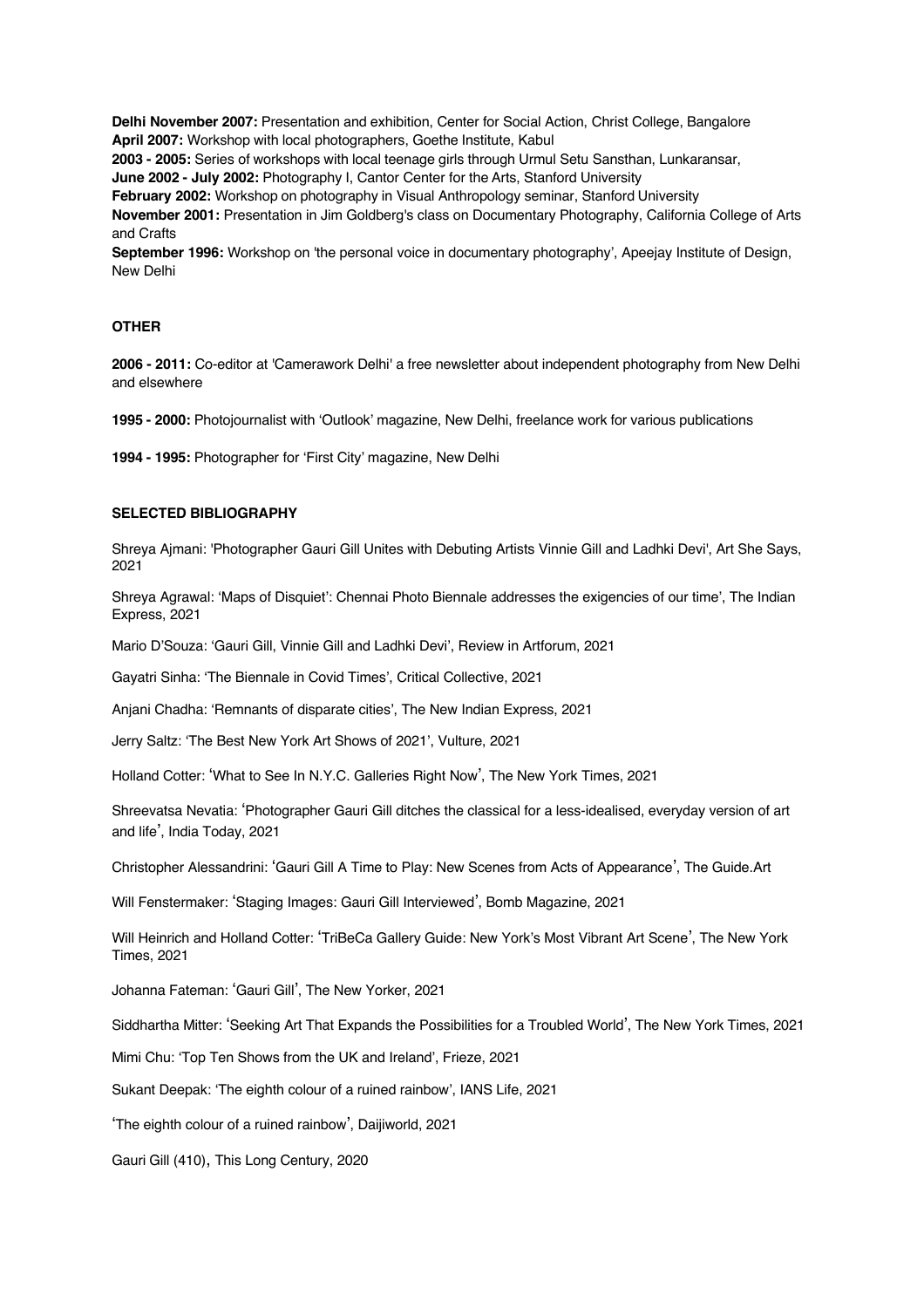**Delhi November 2007:** Presentation and exhibition, Center for Social Action, Christ College, Bangalore
**April 2007:** Workshop with local photographers, Goethe Institute, Kabul
**2003 - 2005:** Series of workshops with local teenage girls through Urmul Setu Sansthan, Lunkaransar,
**June 2002 - July 2002:** Photography I, Cantor Center for the Arts, Stanford University
**February 2002:** Workshop on photography in Visual Anthropology seminar, Stanford University
**November 2001:** Presentation in Jim Goldberg's class on Documentary Photography, California College of Arts and Crafts
**September 1996:** Workshop on 'the personal voice in documentary photography', Apeejay Institute of Design, New Delhi

**OTHER**

**2006 - 2011:** Co-editor at 'Camerawork Delhi' a free newsletter about independent photography from New Delhi and elsewhere

**1995 - 2000:** Photojournalist with 'Outlook' magazine, New Delhi, freelance work for various publications

**1994 - 1995:** Photographer for 'First City' magazine, New Delhi

**SELECTED BIBLIOGRAPHY**

Shreya Ajmani: 'Photographer Gauri Gill Unites with Debuting Artists Vinnie Gill and Ladhki Devi', Art She Says, 2021

Shreya Agrawal: 'Maps of Disquiet': Chennai Photo Biennale addresses the exigencies of our time', The Indian Express, 2021

Mario D'Souza: 'Gauri Gill, Vinnie Gill and Ladhki Devi', Review in Artforum, 2021

Gayatri Sinha: 'The Biennale in Covid Times', Critical Collective, 2021

Anjani Chadha: 'Remnants of disparate cities', The New Indian Express, 2021

Jerry Saltz: 'The Best New York Art Shows of 2021', Vulture, 2021

Holland Cotter: 'What to See In N.Y.C. Galleries Right Now', The New York Times, 2021

Shreevatsa Nevatia: 'Photographer Gauri Gill ditches the classical for a less-idealised, everyday version of art and life', India Today, 2021

Christopher Alessandrini: 'Gauri Gill A Time to Play: New Scenes from Acts of Appearance', The Guide.Art

Will Fenstermaker: 'Staging Images: Gauri Gill Interviewed', Bomb Magazine, 2021

Will Heinrich and Holland Cotter: 'TriBeCa Gallery Guide: New York's Most Vibrant Art Scene', The New York Times, 2021

Johanna Fateman: 'Gauri Gill', The New Yorker, 2021

Siddhartha Mitter: 'Seeking Art That Expands the Possibilities for a Troubled World', The New York Times, 2021

Mimi Chu: 'Top Ten Shows from the UK and Ireland', Frieze, 2021

Sukant Deepak: 'The eighth colour of a ruined rainbow', IANS Life, 2021

'The eighth colour of a ruined rainbow', Daijiworld, 2021

Gauri Gill (410), This Long Century, 2020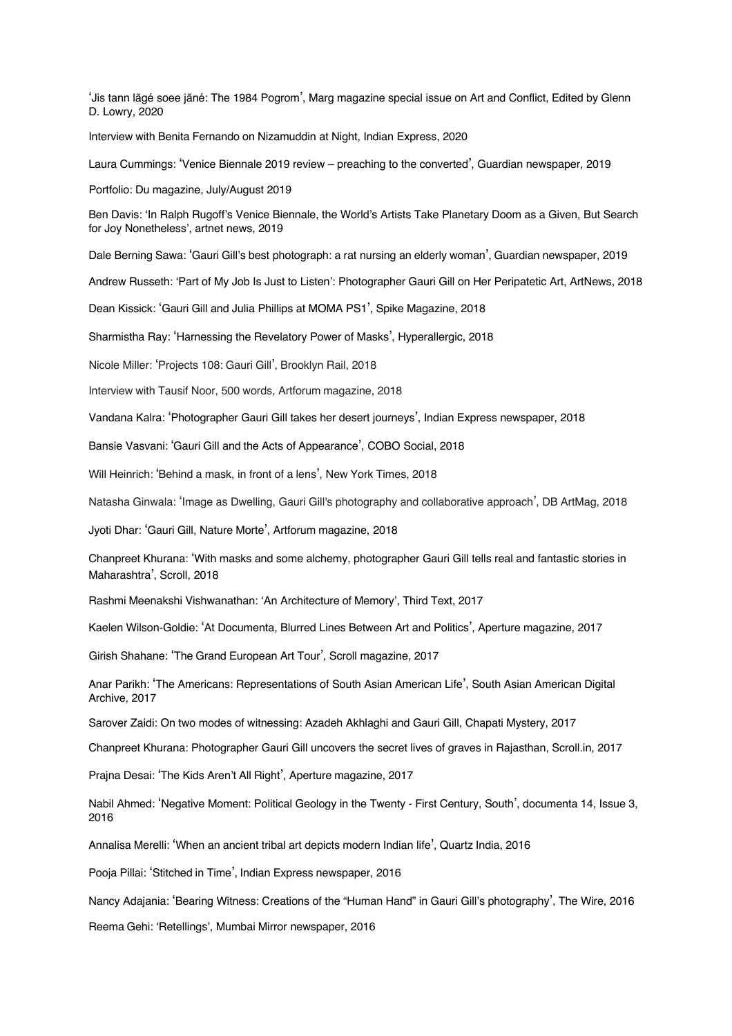'Jis tann lãgé soee jãné: The 1984 Pogrom', Marg magazine special issue on Art and Conflict, Edited by Glenn D. Lowry, 2020

Interview with Benita Fernando on Nizamuddin at Night, Indian Express, 2020

Laura Cummings: 'Venice Biennale 2019 review – preaching to the converted', Guardian newspaper, 2019

Portfolio: Du magazine, July/August 2019

Ben Davis: 'In Ralph Rugoff's Venice Biennale, the World's Artists Take Planetary Doom as a Given, But Search for Joy Nonetheless', artnet news, 2019

Dale Berning Sawa: 'Gauri Gill's best photograph: a rat nursing an elderly woman', Guardian newspaper, 2019

Andrew Russeth: 'Part of My Job Is Just to Listen': Photographer Gauri Gill on Her Peripatetic Art, ArtNews, 2018

Dean Kissick: 'Gauri Gill and Julia Phillips at MOMA PS1', Spike Magazine, 2018

Sharmistha Ray: 'Harnessing the Revelatory Power of Masks', Hyperallergic, 2018

Nicole Miller: 'Projects 108: Gauri Gill', Brooklyn Rail, 2018

Interview with Tausif Noor, 500 words, Artforum magazine, 2018

Vandana Kalra: 'Photographer Gauri Gill takes her desert journeys', Indian Express newspaper, 2018

Bansie Vasvani: 'Gauri Gill and the Acts of Appearance', COBO Social, 2018

Will Heinrich: 'Behind a mask, in front of a lens', New York Times, 2018

Natasha Ginwala: 'Image as Dwelling, Gauri Gill's photography and collaborative approach', DB ArtMag, 2018

Jyoti Dhar: 'Gauri Gill, Nature Morte', Artforum magazine, 2018

Chanpreet Khurana: 'With masks and some alchemy, photographer Gauri Gill tells real and fantastic stories in Maharashtra', Scroll, 2018

Rashmi Meenakshi Vishwanathan: 'An Architecture of Memory', Third Text, 2017

Kaelen Wilson-Goldie: 'At Documenta, Blurred Lines Between Art and Politics', Aperture magazine, 2017

Girish Shahane: 'The Grand European Art Tour', Scroll magazine, 2017

Anar Parikh: 'The Americans: Representations of South Asian American Life', South Asian American Digital Archive, 2017

Sarover Zaidi: On two modes of witnessing: Azadeh Akhlaghi and Gauri Gill, Chapati Mystery, 2017

Chanpreet Khurana: Photographer Gauri Gill uncovers the secret lives of graves in Rajasthan, Scroll.in, 2017

Prajna Desai: 'The Kids Aren't All Right', Aperture magazine, 2017

Nabil Ahmed: 'Negative Moment: Political Geology in the Twenty - First Century, South', documenta 14, Issue 3, 2016

Annalisa Merelli: 'When an ancient tribal art depicts modern Indian life', Quartz India, 2016

Pooja Pillai: 'Stitched in Time', Indian Express newspaper, 2016

Nancy Adajania: 'Bearing Witness: Creations of the "Human Hand" in Gauri Gill's photography', The Wire, 2016

Reema Gehi: 'Retellings', Mumbai Mirror newspaper, 2016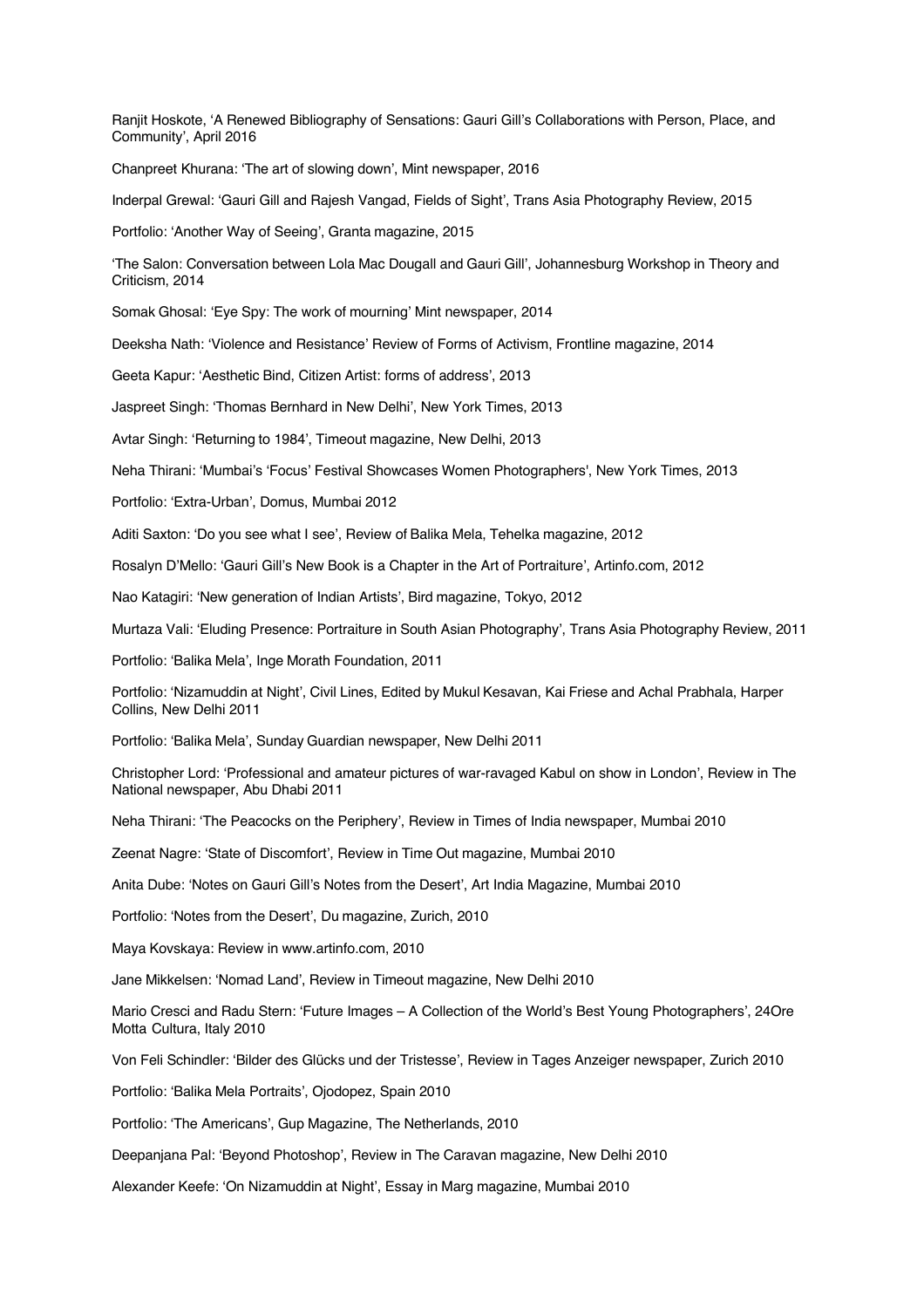Ranjit Hoskote, 'A Renewed Bibliography of Sensations: Gauri Gill's Collaborations with Person, Place, and Community', April 2016

Chanpreet Khurana: 'The art of slowing down', Mint newspaper, 2016

Inderpal Grewal: 'Gauri Gill and Rajesh Vangad, Fields of Sight', Trans Asia Photography Review, 2015

Portfolio: 'Another Way of Seeing', Granta magazine, 2015

'The Salon: Conversation between Lola Mac Dougall and Gauri Gill', Johannesburg Workshop in Theory and Criticism, 2014

Somak Ghosal: 'Eye Spy: The work of mourning' Mint newspaper, 2014

Deeksha Nath: 'Violence and Resistance' Review of Forms of Activism, Frontline magazine, 2014

Geeta Kapur: 'Aesthetic Bind, Citizen Artist: forms of address', 2013

Jaspreet Singh: 'Thomas Bernhard in New Delhi', New York Times, 2013

Avtar Singh: 'Returning to 1984', Timeout magazine, New Delhi, 2013

Neha Thirani: 'Mumbai's 'Focus' Festival Showcases Women Photographers', New York Times, 2013

Portfolio: 'Extra-Urban', Domus, Mumbai 2012

Aditi Saxton: 'Do you see what I see', Review of Balika Mela, Tehelka magazine, 2012

Rosalyn D'Mello: 'Gauri Gill's New Book is a Chapter in the Art of Portraiture', Artinfo.com, 2012

Nao Katagiri: 'New generation of Indian Artists', Bird magazine, Tokyo, 2012

Murtaza Vali: 'Eluding Presence: Portraiture in South Asian Photography', Trans Asia Photography Review, 2011

Portfolio: 'Balika Mela', Inge Morath Foundation, 2011

Portfolio: 'Nizamuddin at Night', Civil Lines, Edited by Mukul Kesavan, Kai Friese and Achal Prabhala, Harper Collins, New Delhi 2011

Portfolio: 'Balika Mela', Sunday Guardian newspaper, New Delhi 2011

Christopher Lord: 'Professional and amateur pictures of war-ravaged Kabul on show in London', Review in The National newspaper, Abu Dhabi 2011

Neha Thirani: 'The Peacocks on the Periphery', Review in Times of India newspaper, Mumbai 2010

Zeenat Nagre: 'State of Discomfort', Review in Time Out magazine, Mumbai 2010

Anita Dube: 'Notes on Gauri Gill's Notes from the Desert', Art India Magazine, Mumbai 2010

Portfolio: 'Notes from the Desert', Du magazine, Zurich, 2010

Maya Kovskaya: Review in www.artinfo.com, 2010

Jane Mikkelsen: 'Nomad Land', Review in Timeout magazine, New Delhi 2010

Mario Cresci and Radu Stern: 'Future Images – A Collection of the World's Best Young Photographers', 24Ore Motta Cultura, Italy 2010

Von Feli Schindler: 'Bilder des Glücks und der Tristesse', Review in Tages Anzeiger newspaper, Zurich 2010

Portfolio: 'Balika Mela Portraits', Ojodopez, Spain 2010

Portfolio: 'The Americans', Gup Magazine, The Netherlands, 2010

Deepanjana Pal: 'Beyond Photoshop', Review in The Caravan magazine, New Delhi 2010

Alexander Keefe: 'On Nizamuddin at Night', Essay in Marg magazine, Mumbai 2010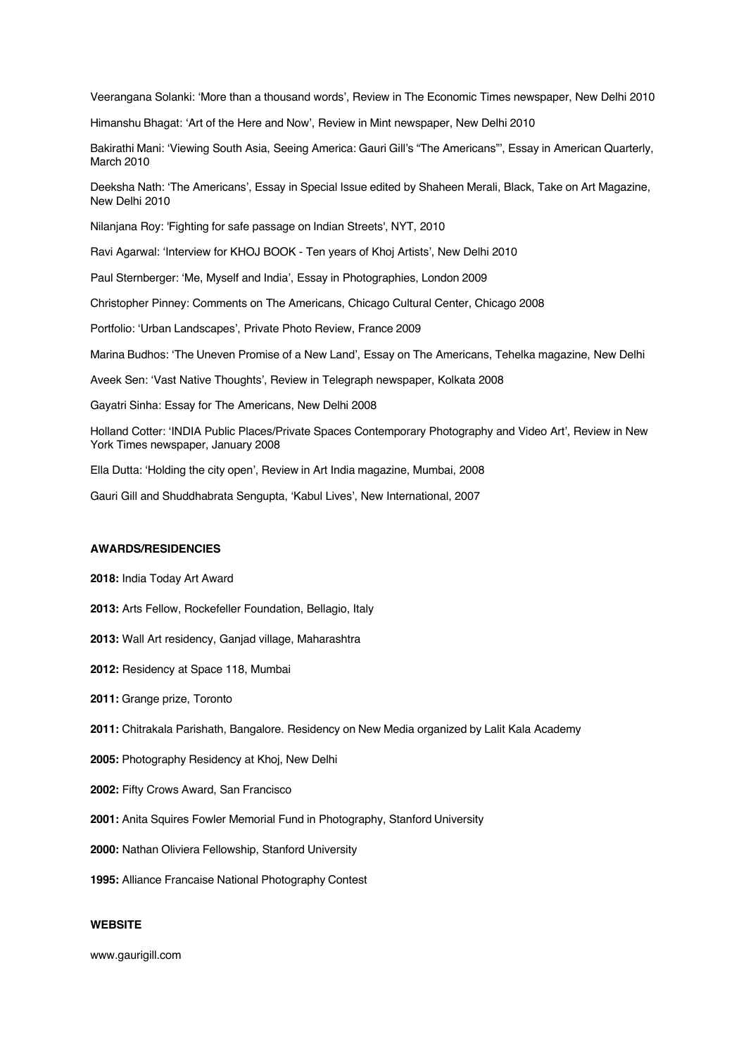Veerangana Solanki: 'More than a thousand words', Review in The Economic Times newspaper, New Delhi 2010

Himanshu Bhagat: 'Art of the Here and Now', Review in Mint newspaper, New Delhi 2010

Bakirathi Mani: 'Viewing South Asia, Seeing America: Gauri Gill's "The Americans"', Essay in American Quarterly, March 2010

Deeksha Nath: 'The Americans', Essay in Special Issue edited by Shaheen Merali, Black, Take on Art Magazine, New Delhi 2010

Nilanjana Roy: 'Fighting for safe passage on Indian Streets', NYT, 2010

Ravi Agarwal: 'Interview for KHOJ BOOK - Ten years of Khoj Artists', New Delhi 2010

Paul Sternberger: 'Me, Myself and India', Essay in Photographies, London 2009

Christopher Pinney: Comments on The Americans, Chicago Cultural Center, Chicago 2008

Portfolio: 'Urban Landscapes', Private Photo Review, France 2009

Marina Budhos: 'The Uneven Promise of a New Land', Essay on The Americans, Tehelka magazine, New Delhi

Aveek Sen: 'Vast Native Thoughts', Review in Telegraph newspaper, Kolkata 2008

Gayatri Sinha: Essay for The Americans, New Delhi 2008

Holland Cotter: 'INDIA Public Places/Private Spaces Contemporary Photography and Video Art', Review in New York Times newspaper, January 2008

Ella Dutta: 'Holding the city open', Review in Art India magazine, Mumbai, 2008

Gauri Gill and Shuddhabrata Sengupta, 'Kabul Lives', New International, 2007

## AWARDS/RESIDENCIES

**2018:** India Today Art Award

**2013:** Arts Fellow, Rockefeller Foundation, Bellagio, Italy

**2013:** Wall Art residency, Ganjad village, Maharashtra

**2012:** Residency at Space 118, Mumbai

**2011:** Grange prize, Toronto

**2011:** Chitrakala Parishath, Bangalore. Residency on New Media organized by Lalit Kala Academy

**2005:** Photography Residency at Khoj, New Delhi

**2002:** Fifty Crows Award, San Francisco

**2001:** Anita Squires Fowler Memorial Fund in Photography, Stanford University

**2000:** Nathan Oliviera Fellowship, Stanford University

**1995:** Alliance Francaise National Photography Contest

## WEBSITE

www.gaurigill.com